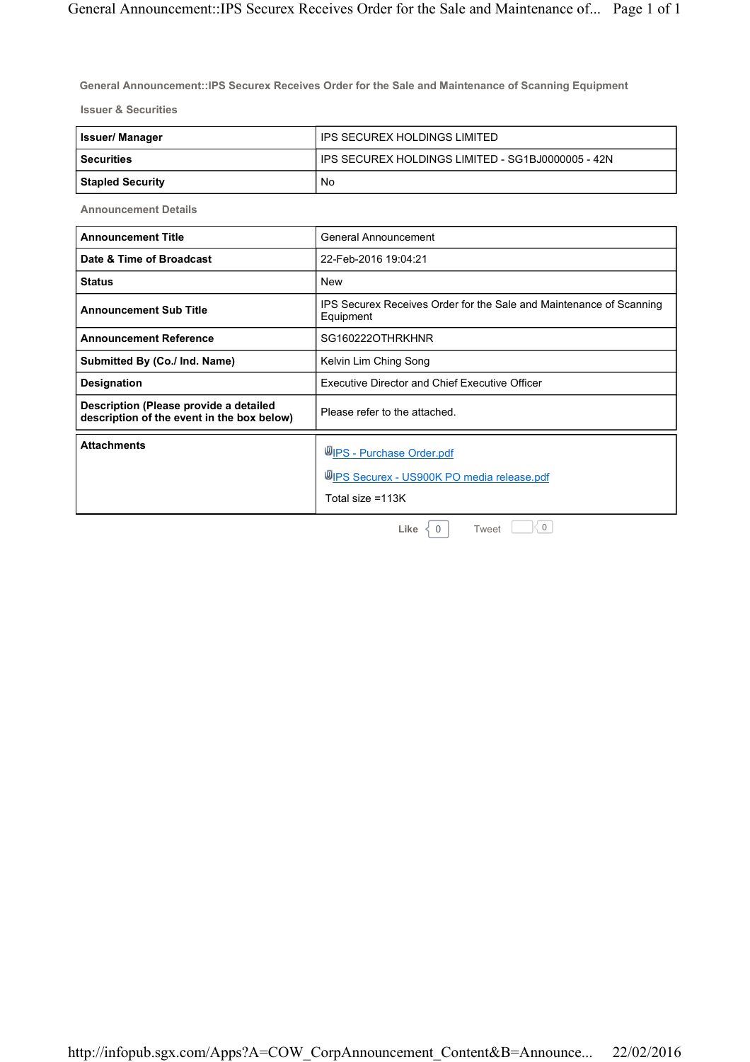## General Announcement::IPS Securex Receives Order for the Sale and Maintenance of Scanning Equipment

### Issuer & Securities

| | |
|---|---|
| **Issuer/ Manager** | IPS SECUREX HOLDINGS LIMITED |
| **Securities** | IPS SECUREX HOLDINGS LIMITED - SG1BJ0000005 - 42N |
| **Stapled Security** | No |

### Announcement Details

| | |
|---|---|
| **Announcement Title** | General Announcement |
| **Date & Time of Broadcast** | 22-Feb-2016 19:04:21 |
| **Status** | New |
| **Announcement Sub Title** | IPS Securex Receives Order for the Sale and Maintenance of Scanning Equipment |
| **Announcement Reference** | SG160222OTHRKHNR |
| **Submitted By (Co./ Ind. Name)** | Kelvin Lim Ching Song |
| **Designation** | Executive Director and Chief Executive Officer |
| **Description (Please provide a detailed description of the event in the box below)** | Please refer to the attached. |

| | |
|---|---|
| **Attachments** | IPS - Purchase Order.pdf<br>IPS Securex - US900K PO media release.pdf<br>Total size =113K |

Like 0 Tweet 0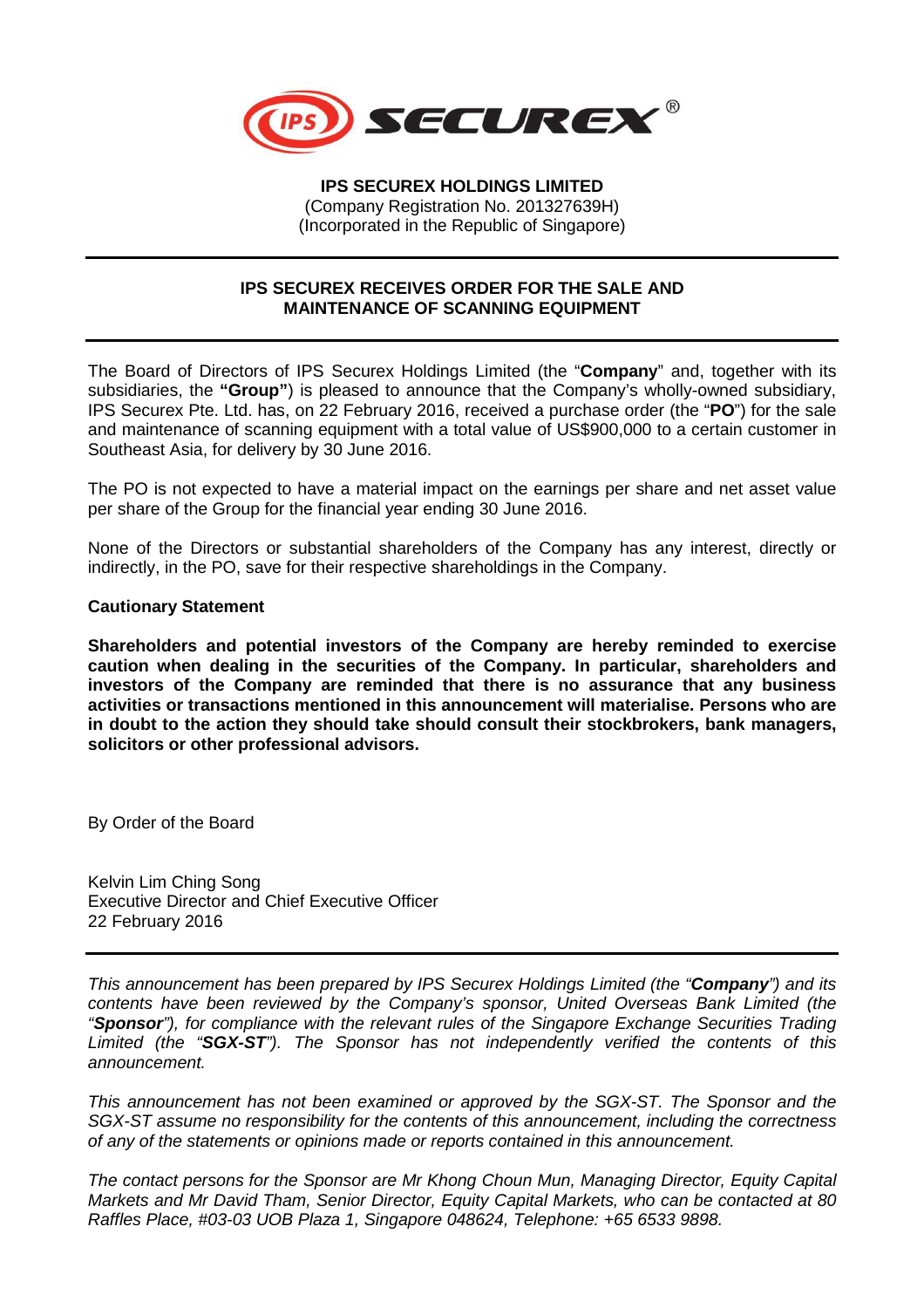**IPS SECUREX HOLDINGS LIMITED**
(Company Registration No. 201327639H)
(Incorporated in the Republic of Singapore)

---

## IPS SECUREX RECEIVES ORDER FOR THE SALE AND MAINTENANCE OF SCANNING EQUIPMENT

---

The Board of Directors of IPS Securex Holdings Limited (the "**Company**" and, together with its subsidiaries, the **"Group"**) is pleased to announce that the Company's wholly-owned subsidiary, IPS Securex Pte. Ltd. has, on 22 February 2016, received a purchase order (the "**PO**") for the sale and maintenance of scanning equipment with a total value of US$900,000 to a certain customer in Southeast Asia, for delivery by 30 June 2016.

The PO is not expected to have a material impact on the earnings per share and net asset value per share of the Group for the financial year ending 30 June 2016.

None of the Directors or substantial shareholders of the Company has any interest, directly or indirectly, in the PO, save for their respective shareholdings in the Company.

**Cautionary Statement**

**Shareholders and potential investors of the Company are hereby reminded to exercise caution when dealing in the securities of the Company. In particular, shareholders and investors of the Company are reminded that there is no assurance that any business activities or transactions mentioned in this announcement will materialise. Persons who are in doubt to the action they should take should consult their stockbrokers, bank managers, solicitors or other professional advisors.**

By Order of the Board

Kelvin Lim Ching Song
Executive Director and Chief Executive Officer
22 February 2016

---

*This announcement has been prepared by IPS Securex Holdings Limited (the "**Company**") and its contents have been reviewed by the Company's sponsor, United Overseas Bank Limited (the "**Sponsor**"), for compliance with the relevant rules of the Singapore Exchange Securities Trading Limited (the "**SGX-ST**"). The Sponsor has not independently verified the contents of this announcement.*

*This announcement has not been examined or approved by the SGX-ST. The Sponsor and the SGX-ST assume no responsibility for the contents of this announcement, including the correctness of any of the statements or opinions made or reports contained in this announcement.*

*The contact persons for the Sponsor are Mr Khong Choun Mun, Managing Director, Equity Capital Markets and Mr David Tham, Senior Director, Equity Capital Markets, who can be contacted at 80 Raffles Place, #03-03 UOB Plaza 1, Singapore 048624, Telephone: +65 6533 9898.*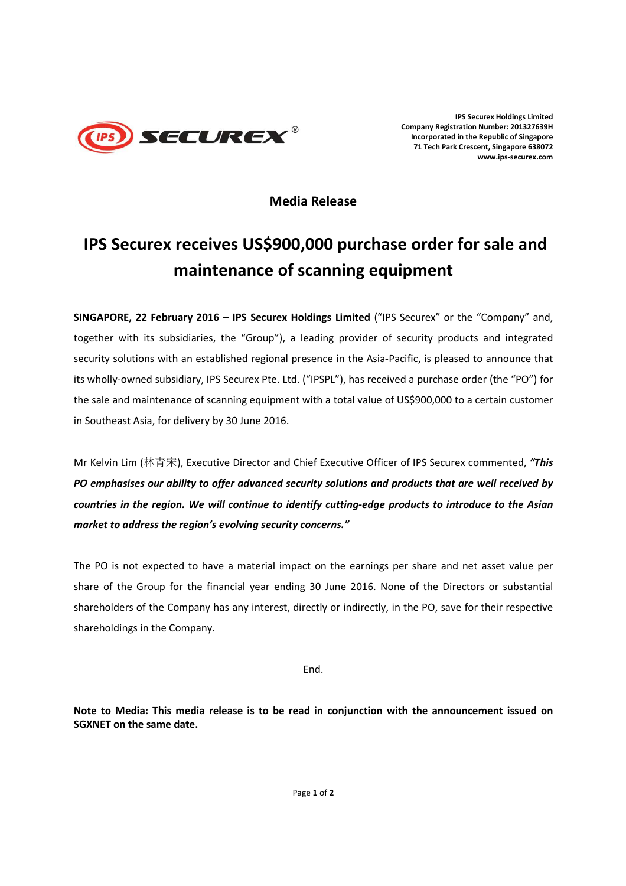IPS Securex Holdings Limited
Company Registration Number: 201327639H
Incorporated in the Republic of Singapore
71 Tech Park Crescent, Singapore 638072
www.ips-securex.com

## Media Release

# IPS Securex receives US$900,000 purchase order for sale and maintenance of scanning equipment

**SINGAPORE, 22 February 2016 – IPS Securex Holdings Limited** ("IPS Securex" or the "Company" and, together with its subsidiaries, the "Group"), a leading provider of security products and integrated security solutions with an established regional presence in the Asia-Pacific, is pleased to announce that its wholly-owned subsidiary, IPS Securex Pte. Ltd. ("IPSPL"), has received a purchase order (the "PO") for the sale and maintenance of scanning equipment with a total value of US$900,000 to a certain customer in Southeast Asia, for delivery by 30 June 2016.

Mr Kelvin Lim (林青宋), Executive Director and Chief Executive Officer of IPS Securex commented, ***"This PO emphasises our ability to offer advanced security solutions and products that are well received by countries in the region. We will continue to identify cutting-edge products to introduce to the Asian market to address the region's evolving security concerns."***

The PO is not expected to have a material impact on the earnings per share and net asset value per share of the Group for the financial year ending 30 June 2016. None of the Directors or substantial shareholders of the Company has any interest, directly or indirectly, in the PO, save for their respective shareholdings in the Company.

End.

**Note to Media: This media release is to be read in conjunction with the announcement issued on SGXNET on the same date.**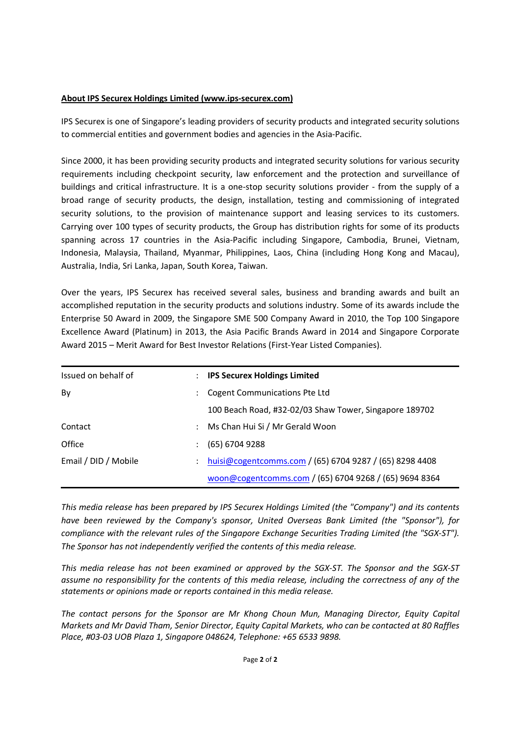**About IPS Securex Holdings Limited (www.ips-securex.com)**

IPS Securex is one of Singapore's leading providers of security products and integrated security solutions to commercial entities and government bodies and agencies in the Asia-Pacific.

Since 2000, it has been providing security products and integrated security solutions for various security requirements including checkpoint security, law enforcement and the protection and surveillance of buildings and critical infrastructure. It is a one-stop security solutions provider - from the supply of a broad range of security products, the design, installation, testing and commissioning of integrated security solutions, to the provision of maintenance support and leasing services to its customers. Carrying over 100 types of security products, the Group has distribution rights for some of its products spanning across 17 countries in the Asia-Pacific including Singapore, Cambodia, Brunei, Vietnam, Indonesia, Malaysia, Thailand, Myanmar, Philippines, Laos, China (including Hong Kong and Macau), Australia, India, Sri Lanka, Japan, South Korea, Taiwan.

Over the years, IPS Securex has received several sales, business and branding awards and built an accomplished reputation in the security products and solutions industry. Some of its awards include the Enterprise 50 Award in 2009, the Singapore SME 500 Company Award in 2010, the Top 100 Singapore Excellence Award (Platinum) in 2013, the Asia Pacific Brands Award in 2014 and Singapore Corporate Award 2015 – Merit Award for Best Investor Relations (First-Year Listed Companies).

| | | |
|---|---|---|
| Issued on behalf of | : | **IPS Securex Holdings Limited** |
| By | : | Cogent Communications Pte Ltd |
| | | 100 Beach Road, #32-02/03 Shaw Tower, Singapore 189702 |
| Contact | : | Ms Chan Hui Si / Mr Gerald Woon |
| Office | : | (65) 6704 9288 |
| Email / DID / Mobile | : | huisi@cogentcomms.com / (65) 6704 9287 / (65) 8298 4408 |
| | | woon@cogentcomms.com / (65) 6704 9268 / (65) 9694 8364 |

*This media release has been prepared by IPS Securex Holdings Limited (the "Company") and its contents have been reviewed by the Company's sponsor, United Overseas Bank Limited (the "Sponsor"), for compliance with the relevant rules of the Singapore Exchange Securities Trading Limited (the "SGX-ST"). The Sponsor has not independently verified the contents of this media release.*

*This media release has not been examined or approved by the SGX-ST. The Sponsor and the SGX-ST assume no responsibility for the contents of this media release, including the correctness of any of the statements or opinions made or reports contained in this media release.*

*The contact persons for the Sponsor are Mr Khong Choun Mun, Managing Director, Equity Capital Markets and Mr David Tham, Senior Director, Equity Capital Markets, who can be contacted at 80 Raffles Place, #03-03 UOB Plaza 1, Singapore 048624, Telephone: +65 6533 9898.*